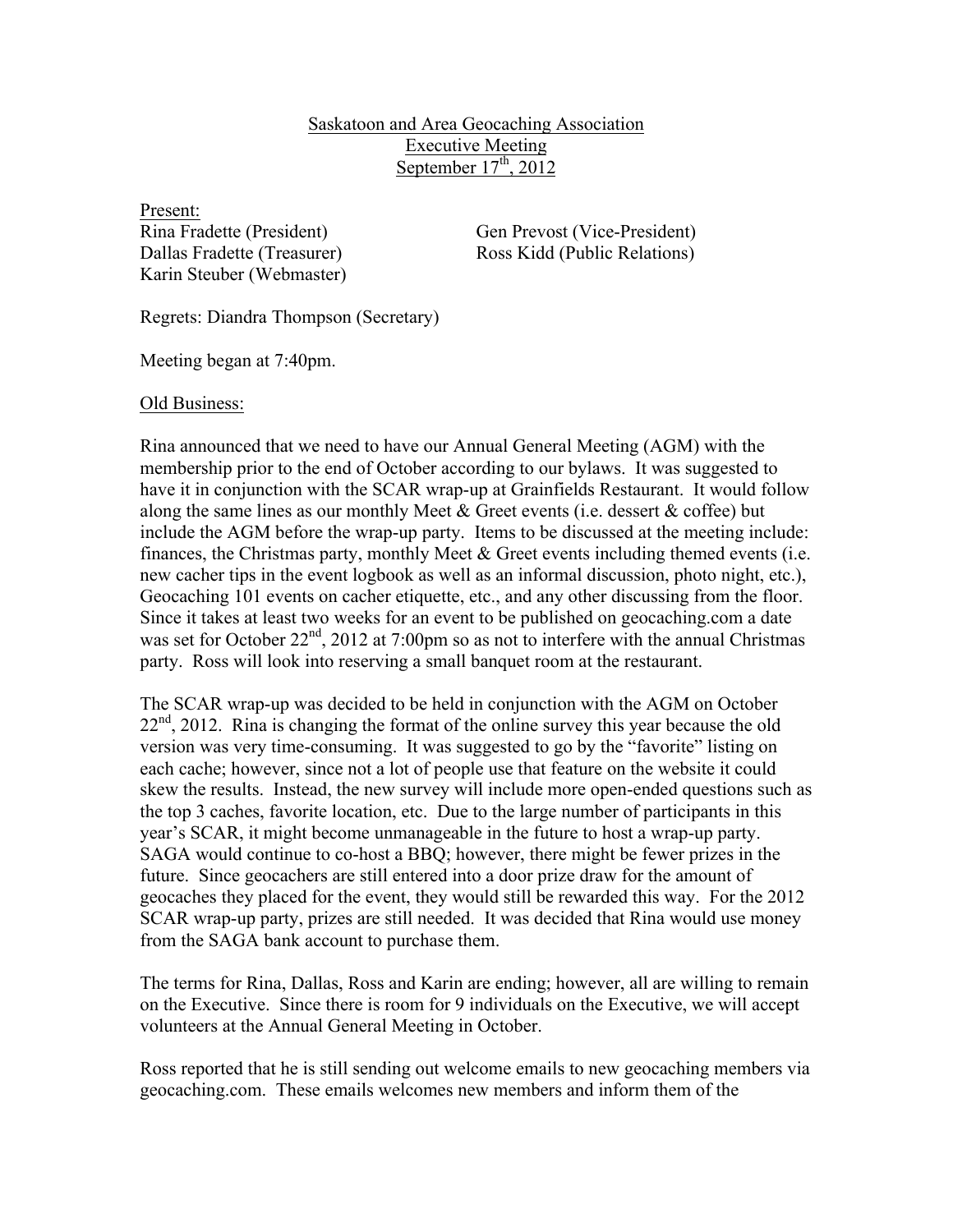<u>Saskatoon and Area Geocaching Association</u>
<u>Executive Meeting</u>
<u>September 17th, 2012</u>

<u>Present:</u>

Rina Fradette (President)
Gen Prevost (Vice-President)
Dallas Fradette (Treasurer)
Ross Kidd (Public Relations)
Karin Steuber (Webmaster)

Regrets: Diandra Thompson (Secretary)

Meeting began at 7:40pm.

<u>Old Business:</u>

Rina announced that we need to have our Annual General Meeting (AGM) with the membership prior to the end of October according to our bylaws. It was suggested to have it in conjunction with the SCAR wrap-up at Grainfields Restaurant. It would follow along the same lines as our monthly Meet & Greet events (i.e. dessert & coffee) but include the AGM before the wrap-up party. Items to be discussed at the meeting include: finances, the Christmas party, monthly Meet & Greet events including themed events (i.e. new cacher tips in the event logbook as well as an informal discussion, photo night, etc.), Geocaching 101 events on cacher etiquette, etc., and any other discussing from the floor. Since it takes at least two weeks for an event to be published on geocaching.com a date was set for October 22nd, 2012 at 7:00pm so as not to interfere with the annual Christmas party. Ross will look into reserving a small banquet room at the restaurant.

The SCAR wrap-up was decided to be held in conjunction with the AGM on October 22nd, 2012. Rina is changing the format of the online survey this year because the old version was very time-consuming. It was suggested to go by the "favorite" listing on each cache; however, since not a lot of people use that feature on the website it could skew the results. Instead, the new survey will include more open-ended questions such as the top 3 caches, favorite location, etc. Due to the large number of participants in this year's SCAR, it might become unmanageable in the future to host a wrap-up party. SAGA would continue to co-host a BBQ; however, there might be fewer prizes in the future. Since geocachers are still entered into a door prize draw for the amount of geocaches they placed for the event, they would still be rewarded this way. For the 2012 SCAR wrap-up party, prizes are still needed. It was decided that Rina would use money from the SAGA bank account to purchase them.

The terms for Rina, Dallas, Ross and Karin are ending; however, all are willing to remain on the Executive. Since there is room for 9 individuals on the Executive, we will accept volunteers at the Annual General Meeting in October.

Ross reported that he is still sending out welcome emails to new geocaching members via geocaching.com. These emails welcomes new members and inform them of the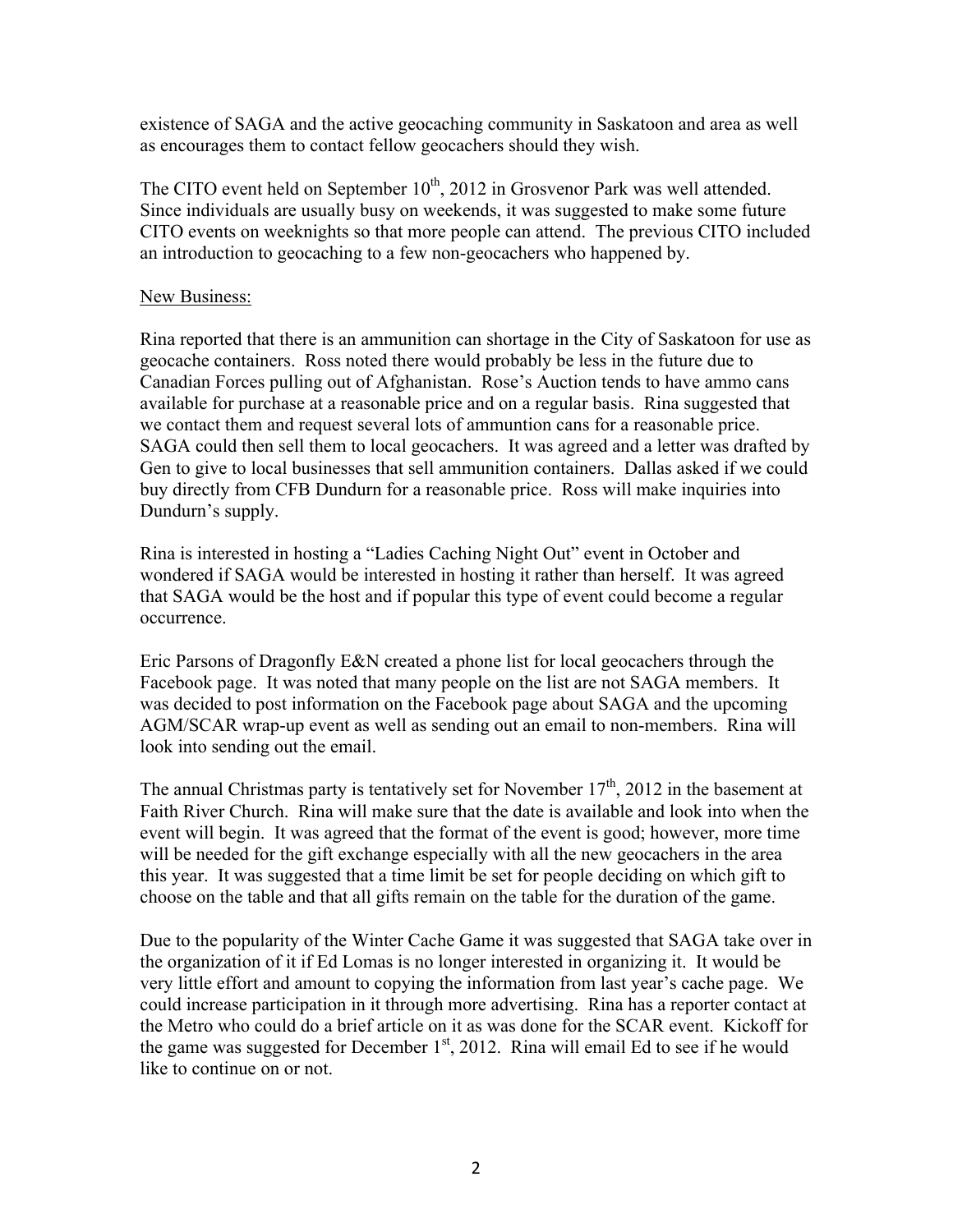existence of SAGA and the active geocaching community in Saskatoon and area as well as encourages them to contact fellow geocachers should they wish.

The CITO event held on September 10th, 2012 in Grosvenor Park was well attended. Since individuals are usually busy on weekends, it was suggested to make some future CITO events on weeknights so that more people can attend. The previous CITO included an introduction to geocaching to a few non-geocachers who happened by.

New Business:

Rina reported that there is an ammunition can shortage in the City of Saskatoon for use as geocache containers. Ross noted there would probably be less in the future due to Canadian Forces pulling out of Afghanistan. Rose's Auction tends to have ammo cans available for purchase at a reasonable price and on a regular basis. Rina suggested that we contact them and request several lots of ammuntion cans for a reasonable price. SAGA could then sell them to local geocachers. It was agreed and a letter was drafted by Gen to give to local businesses that sell ammunition containers. Dallas asked if we could buy directly from CFB Dundurn for a reasonable price. Ross will make inquiries into Dundurn's supply.

Rina is interested in hosting a "Ladies Caching Night Out" event in October and wondered if SAGA would be interested in hosting it rather than herself. It was agreed that SAGA would be the host and if popular this type of event could become a regular occurrence.

Eric Parsons of Dragonfly E&N created a phone list for local geocachers through the Facebook page. It was noted that many people on the list are not SAGA members. It was decided to post information on the Facebook page about SAGA and the upcoming AGM/SCAR wrap-up event as well as sending out an email to non-members. Rina will look into sending out the email.

The annual Christmas party is tentatively set for November 17th, 2012 in the basement at Faith River Church. Rina will make sure that the date is available and look into when the event will begin. It was agreed that the format of the event is good; however, more time will be needed for the gift exchange especially with all the new geocachers in the area this year. It was suggested that a time limit be set for people deciding on which gift to choose on the table and that all gifts remain on the table for the duration of the game.

Due to the popularity of the Winter Cache Game it was suggested that SAGA take over in the organization of it if Ed Lomas is no longer interested in organizing it. It would be very little effort and amount to copying the information from last year's cache page. We could increase participation in it through more advertising. Rina has a reporter contact at the Metro who could do a brief article on it as was done for the SCAR event. Kickoff for the game was suggested for December 1st, 2012. Rina will email Ed to see if he would like to continue on or not.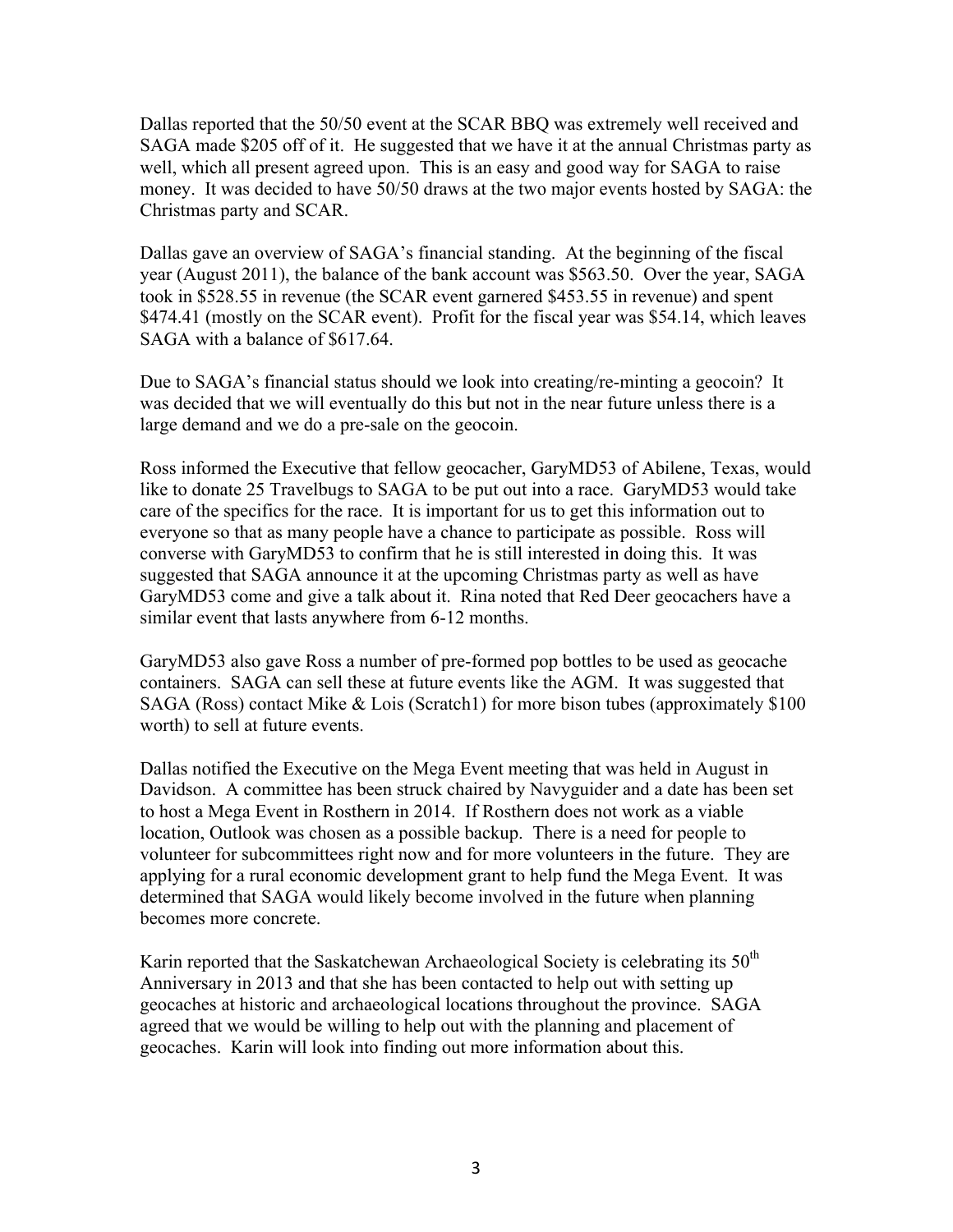Dallas reported that the 50/50 event at the SCAR BBQ was extremely well received and SAGA made $205 off of it. He suggested that we have it at the annual Christmas party as well, which all present agreed upon. This is an easy and good way for SAGA to raise money. It was decided to have 50/50 draws at the two major events hosted by SAGA: the Christmas party and SCAR.

Dallas gave an overview of SAGA's financial standing. At the beginning of the fiscal year (August 2011), the balance of the bank account was $563.50. Over the year, SAGA took in $528.55 in revenue (the SCAR event garnered $453.55 in revenue) and spent $474.41 (mostly on the SCAR event). Profit for the fiscal year was $54.14, which leaves SAGA with a balance of $617.64.

Due to SAGA's financial status should we look into creating/re-minting a geocoin? It was decided that we will eventually do this but not in the near future unless there is a large demand and we do a pre-sale on the geocoin.

Ross informed the Executive that fellow geocacher, GaryMD53 of Abilene, Texas, would like to donate 25 Travelbugs to SAGA to be put out into a race. GaryMD53 would take care of the specifics for the race. It is important for us to get this information out to everyone so that as many people have a chance to participate as possible. Ross will converse with GaryMD53 to confirm that he is still interested in doing this. It was suggested that SAGA announce it at the upcoming Christmas party as well as have GaryMD53 come and give a talk about it. Rina noted that Red Deer geocachers have a similar event that lasts anywhere from 6-12 months.

GaryMD53 also gave Ross a number of pre-formed pop bottles to be used as geocache containers. SAGA can sell these at future events like the AGM. It was suggested that SAGA (Ross) contact Mike & Lois (Scratch1) for more bison tubes (approximately $100 worth) to sell at future events.

Dallas notified the Executive on the Mega Event meeting that was held in August in Davidson. A committee has been struck chaired by Navyguider and a date has been set to host a Mega Event in Rosthern in 2014. If Rosthern does not work as a viable location, Outlook was chosen as a possible backup. There is a need for people to volunteer for subcommittees right now and for more volunteers in the future. They are applying for a rural economic development grant to help fund the Mega Event. It was determined that SAGA would likely become involved in the future when planning becomes more concrete.

Karin reported that the Saskatchewan Archaeological Society is celebrating its 50th Anniversary in 2013 and that she has been contacted to help out with setting up geocaches at historic and archaeological locations throughout the province. SAGA agreed that we would be willing to help out with the planning and placement of geocaches. Karin will look into finding out more information about this.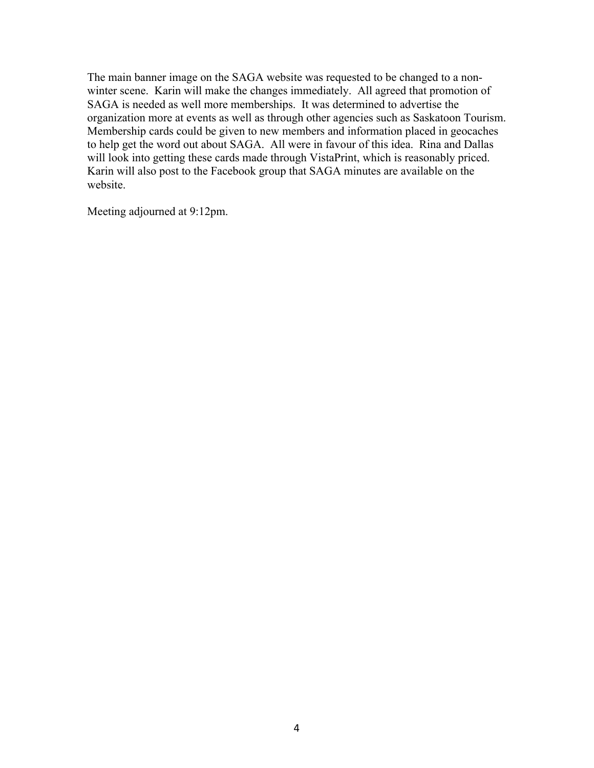The main banner image on the SAGA website was requested to be changed to a non-winter scene. Karin will make the changes immediately. All agreed that promotion of SAGA is needed as well more memberships. It was determined to advertise the organization more at events as well as through other agencies such as Saskatoon Tourism. Membership cards could be given to new members and information placed in geocaches to help get the word out about SAGA. All were in favour of this idea. Rina and Dallas will look into getting these cards made through VistaPrint, which is reasonably priced. Karin will also post to the Facebook group that SAGA minutes are available on the website.

Meeting adjourned at 9:12pm.